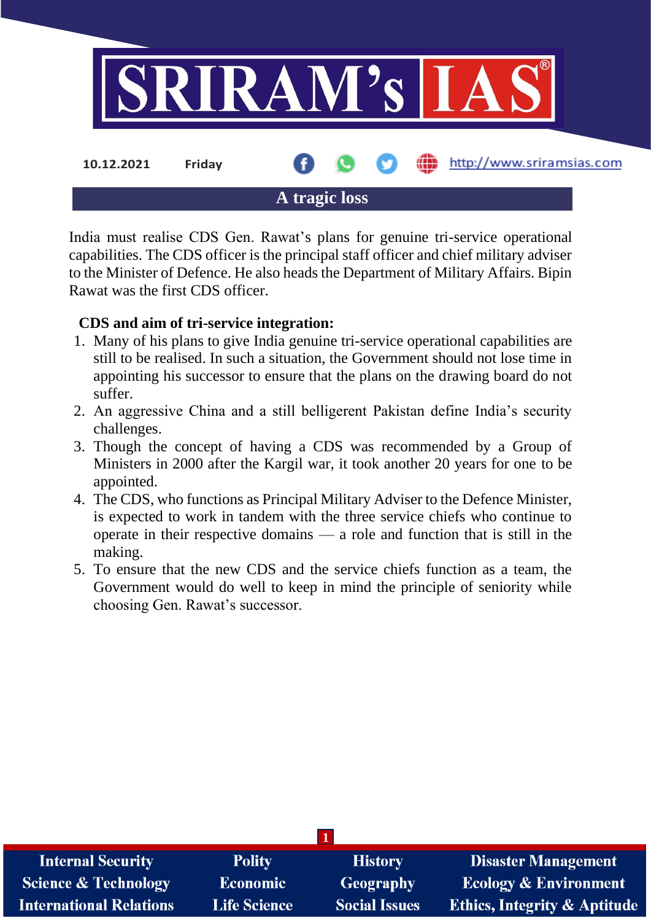10.12.2021 Friday http://www.sriramsias.com

# A tragic loss

India must realise CDS Gen. Rawat's plans for genuine tri-service operational capabilities. The CDS officer is the principal staff officer and chief military adviser to the Minister of Defence. He also heads the Department of Military Affairs. Bipin Rawat was the first CDS officer.

**CDS and aim of tri-service integration:**

1. Many of his plans to give India genuine tri-service operational capabilities are still to be realised. In such a situation, the Government should not lose time in appointing his successor to ensure that the plans on the drawing board do not suffer.
2. An aggressive China and a still belligerent Pakistan define India's security challenges.
3. Though the concept of having a CDS was recommended by a Group of Ministers in 2000 after the Kargil war, it took another 20 years for one to be appointed.
4. The CDS, who functions as Principal Military Adviser to the Defence Minister, is expected to work in tandem with the three service chiefs who continue to operate in their respective domains — a role and function that is still in the making.
5. To ensure that the new CDS and the service chiefs function as a team, the Government would do well to keep in mind the principle of seniority while choosing Gen. Rawat's successor.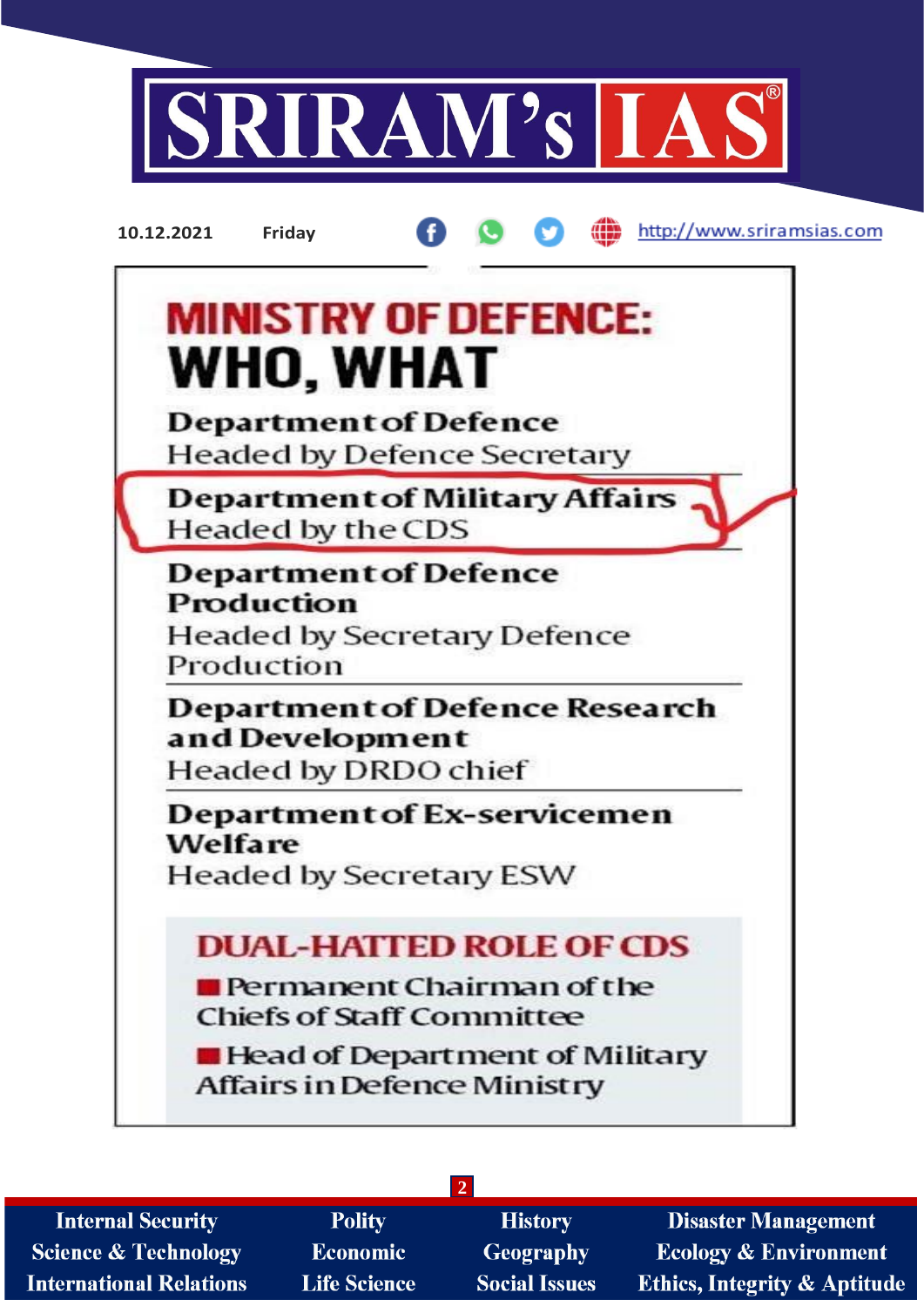# MINISTRY OF DEFENCE: WHO, WHAT

**Department of Defence**
Headed by Defence Secretary

**Department of Military Affairs**
Headed by the CDS

**Department of Defence Production**
Headed by Secretary Defence Production

**Department of Defence Research and Development**
Headed by DRDO chief

**Department of Ex-servicemen Welfare**
Headed by Secretary ESW

## DUAL-HATTED ROLE OF CDS

- Permanent Chairman of the Chiefs of Staff Committee
- Head of Department of Military Affairs in Defence Ministry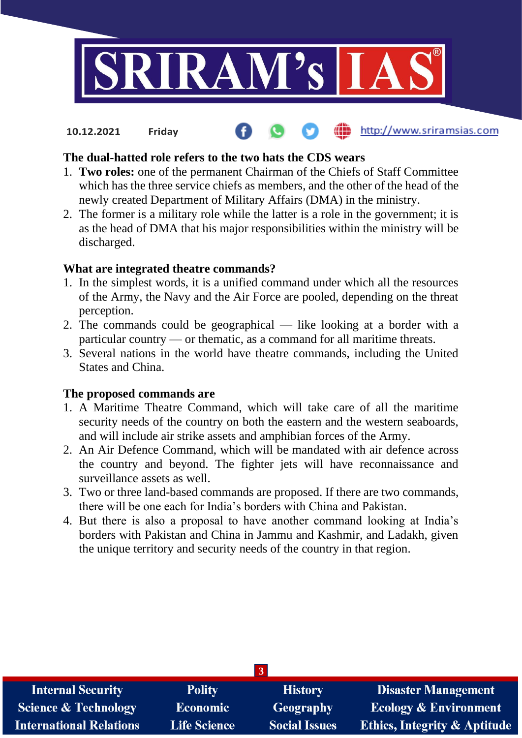**The dual-hatted role refers to the two hats the CDS wears**

1. **Two roles:** one of the permanent Chairman of the Chiefs of Staff Committee which has the three service chiefs as members, and the other of the head of the newly created Department of Military Affairs (DMA) in the ministry.
2. The former is a military role while the latter is a role in the government; it is as the head of DMA that his major responsibilities within the ministry will be discharged.

**What are integrated theatre commands?**

1. In the simplest words, it is a unified command under which all the resources of the Army, the Navy and the Air Force are pooled, depending on the threat perception.
2. The commands could be geographical — like looking at a border with a particular country — or thematic, as a command for all maritime threats.
3. Several nations in the world have theatre commands, including the United States and China.

**The proposed commands are**

1. A Maritime Theatre Command, which will take care of all the maritime security needs of the country on both the eastern and the western seaboards, and will include air strike assets and amphibian forces of the Army.
2. An Air Defence Command, which will be mandated with air defence across the country and beyond. The fighter jets will have reconnaissance and surveillance assets as well.
3. Two or three land-based commands are proposed. If there are two commands, there will be one each for India's borders with China and Pakistan.
4. But there is also a proposal to have another command looking at India's borders with Pakistan and China in Jammu and Kashmir, and Ladakh, given the unique territory and security needs of the country in that region.